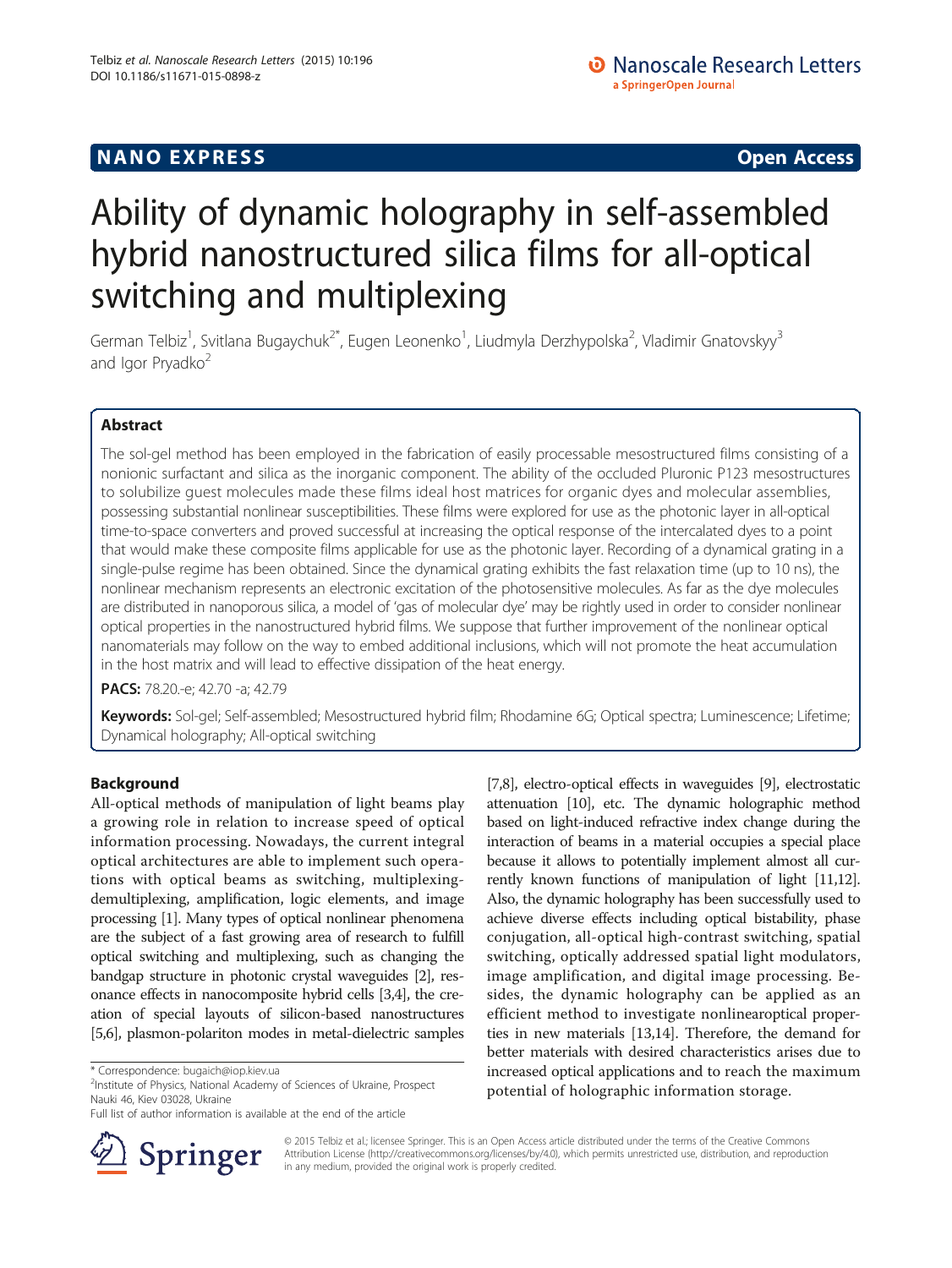NANO EXPRESS **Open Access**

# Ability of dynamic holography in self-assembled hybrid nanostructured silica films for all-optical switching and multiplexing

German Telbiz[1], Svitlana Bugaychuk[2*], Eugen Leonenko[1], Liudmyla Derzhypolska[2], Vladimir Gnatovskyy[3] and Igor Pryadko[2]

## Abstract

The sol-gel method has been employed in the fabrication of easily processable mesostructured films consisting of a nonionic surfactant and silica as the inorganic component. The ability of the occluded Pluronic P123 mesostructures to solubilize guest molecules made these films ideal host matrices for organic dyes and molecular assemblies, possessing substantial nonlinear susceptibilities. These films were explored for use as the photonic layer in all-optical time-to-space converters and proved successful at increasing the optical response of the intercalated dyes to a point that would make these composite films applicable for use as the photonic layer. Recording of a dynamical grating in a single-pulse regime has been obtained. Since the dynamical grating exhibits the fast relaxation time (up to 10 ns), the nonlinear mechanism represents an electronic excitation of the photosensitive molecules. As far as the dye molecules are distributed in nanoporous silica, a model of 'gas of molecular dye' may be rightly used in order to consider nonlinear optical properties in the nanostructured hybrid films. We suppose that further improvement of the nonlinear optical nanomaterials may follow on the way to embed additional inclusions, which will not promote the heat accumulation in the host matrix and will lead to effective dissipation of the heat energy.

**PACS:** 78.20.-e; 42.70 -a; 42.79

**Keywords:** Sol-gel; Self-assembled; Mesostructured hybrid film; Rhodamine 6G; Optical spectra; Luminescence; Lifetime; Dynamical holography; All-optical switching

## Background

All-optical methods of manipulation of light beams play a growing role in relation to increase speed of optical information processing. Nowadays, the current integral optical architectures are able to implement such operations with optical beams as switching, multiplexing-demultiplexing, amplification, logic elements, and image processing [1]. Many types of optical nonlinear phenomena are the subject of a fast growing area of research to fulfill optical switching and multiplexing, such as changing the bandgap structure in photonic crystal waveguides [2], resonance effects in nanocomposite hybrid cells [3,4], the creation of special layouts of silicon-based nanostructures [5,6], plasmon-polariton modes in metal-dielectric samples [7,8], electro-optical effects in waveguides [9], electrostatic attenuation [10], etc. The dynamic holographic method based on light-induced refractive index change during the interaction of beams in a material occupies a special place because it allows to potentially implement almost all currently known functions of manipulation of light [11,12]. Also, the dynamic holography has been successfully used to achieve diverse effects including optical bistability, phase conjugation, all-optical high-contrast switching, spatial switching, optically addressed spatial light modulators, image amplification, and digital image processing. Besides, the dynamic holography can be applied as an efficient method to investigate nonlinearoptical properties in new materials [13,14]. Therefore, the demand for better materials with desired characteristics arises due to increased optical applications and to reach the maximum potential of holographic information storage.

\* Correspondence: bugaich@iop.kiev.ua
[2]Institute of Physics, National Academy of Sciences of Ukraine, Prospect Nauki 46, Kiev 03028, Ukraine
Full list of author information is available at the end of the article

© 2015 Telbiz et al.; licensee Springer. This is an Open Access article distributed under the terms of the Creative Commons Attribution License (http://creativecommons.org/licenses/by/4.0), which permits unrestricted use, distribution, and reproduction in any medium, provided the original work is properly credited.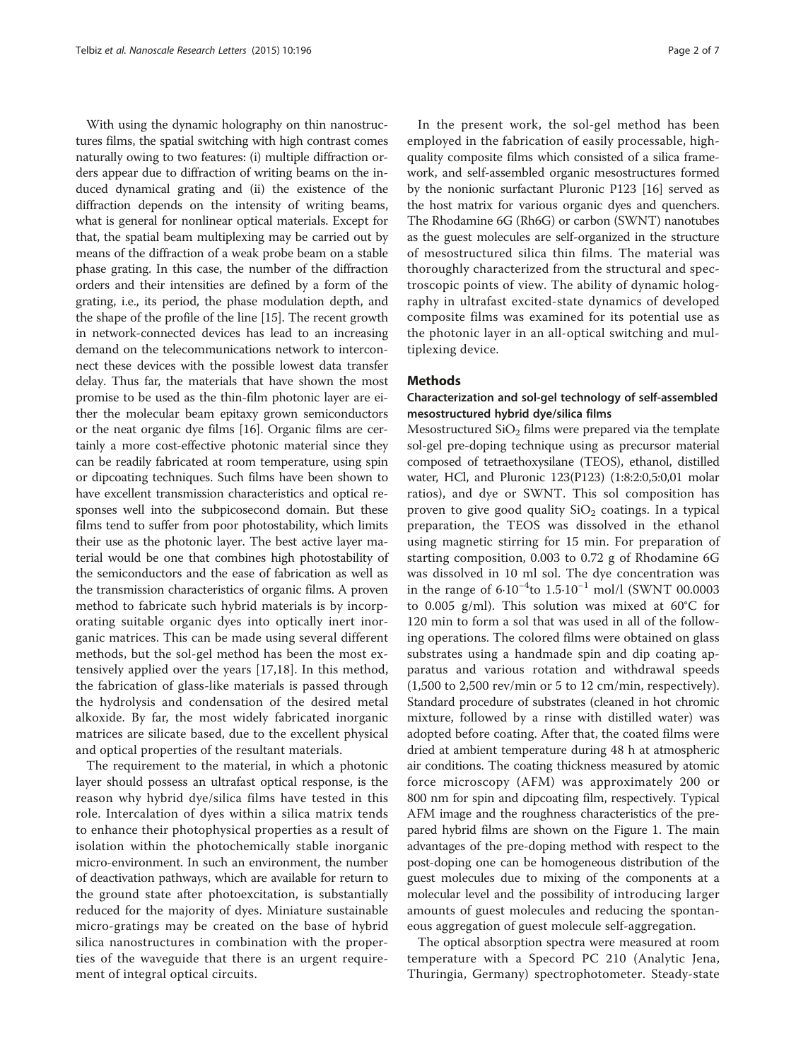With using the dynamic holography on thin nanostructures films, the spatial switching with high contrast comes naturally owing to two features: (i) multiple diffraction orders appear due to diffraction of writing beams on the induced dynamical grating and (ii) the existence of the diffraction depends on the intensity of writing beams, what is general for nonlinear optical materials. Except for that, the spatial beam multiplexing may be carried out by means of the diffraction of a weak probe beam on a stable phase grating. In this case, the number of the diffraction orders and their intensities are defined by a form of the grating, i.e., its period, the phase modulation depth, and the shape of the profile of the line [15]. The recent growth in network-connected devices has lead to an increasing demand on the telecommunications network to interconnect these devices with the possible lowest data transfer delay. Thus far, the materials that have shown the most promise to be used as the thin-film photonic layer are either the molecular beam epitaxy grown semiconductors or the neat organic dye films [16]. Organic films are certainly a more cost-effective photonic material since they can be readily fabricated at room temperature, using spin or dipcoating techniques. Such films have been shown to have excellent transmission characteristics and optical responses well into the subpicosecond domain. But these films tend to suffer from poor photostability, which limits their use as the photonic layer. The best active layer material would be one that combines high photostability of the semiconductors and the ease of fabrication as well as the transmission characteristics of organic films. A proven method to fabricate such hybrid materials is by incorporating suitable organic dyes into optically inert inorganic matrices. This can be made using several different methods, but the sol-gel method has been the most extensively applied over the years [17,18]. In this method, the fabrication of glass-like materials is passed through the hydrolysis and condensation of the desired metal alkoxide. By far, the most widely fabricated inorganic matrices are silicate based, due to the excellent physical and optical properties of the resultant materials.

The requirement to the material, in which a photonic layer should possess an ultrafast optical response, is the reason why hybrid dye/silica films have tested in this role. Intercalation of dyes within a silica matrix tends to enhance their photophysical properties as a result of isolation within the photochemically stable inorganic micro-environment. In such an environment, the number of deactivation pathways, which are available for return to the ground state after photoexcitation, is substantially reduced for the majority of dyes. Miniature sustainable micro-gratings may be created on the base of hybrid silica nanostructures in combination with the properties of the waveguide that there is an urgent requirement of integral optical circuits.

In the present work, the sol-gel method has been employed in the fabrication of easily processable, high-quality composite films which consisted of a silica framework, and self-assembled organic mesostructures formed by the nonionic surfactant Pluronic P123 [16] served as the host matrix for various organic dyes and quenchers. The Rhodamine 6G (Rh6G) or carbon (SWNT) nanotubes as the guest molecules are self-organized in the structure of mesostructured silica thin films. The material was thoroughly characterized from the structural and spectroscopic points of view. The ability of dynamic holography in ultrafast excited-state dynamics of developed composite films was examined for its potential use as the photonic layer in an all-optical switching and multiplexing device.

## Methods

### Characterization and sol-gel technology of self-assembled mesostructured hybrid dye/silica films

Mesostructured $SiO_2$ films were prepared via the template sol-gel pre-doping technique using as precursor material composed of tetraethoxysilane (TEOS), ethanol, distilled water, HCl, and Pluronic 123(P123) (1:8:2:0,5:0,01 molar ratios), and dye or SWNT. This sol composition has proven to give good quality $SiO_2$ coatings. In a typical preparation, the TEOS was dissolved in the ethanol using magnetic stirring for 15 min. For preparation of starting composition, 0.003 to 0.72 g of Rhodamine 6G was dissolved in 10 ml sol. The dye concentration was in the range of $6{\cdot}10^{-4}$to $1.5{\cdot}10^{-1}$ mol/l (SWNT 00.0003 to 0.005 g/ml). This solution was mixed at 60°C for 120 min to form a sol that was used in all of the following operations. The colored films were obtained on glass substrates using a handmade spin and dip coating apparatus and various rotation and withdrawal speeds (1,500 to 2,500 rev/min or 5 to 12 cm/min, respectively). Standard procedure of substrates (cleaned in hot chromic mixture, followed by a rinse with distilled water) was adopted before coating. After that, the coated films were dried at ambient temperature during 48 h at atmospheric air conditions. The coating thickness measured by atomic force microscopy (AFM) was approximately 200 or 800 nm for spin and dipcoating film, respectively. Typical AFM image and the roughness characteristics of the prepared hybrid films are shown on the Figure 1. The main advantages of the pre-doping method with respect to the post-doping one can be homogeneous distribution of the guest molecules due to mixing of the components at a molecular level and the possibility of introducing larger amounts of guest molecules and reducing the spontaneous aggregation of guest molecule self-aggregation.

The optical absorption spectra were measured at room temperature with a Specord PC 210 (Analytic Jena, Thuringia, Germany) spectrophotometer. Steady-state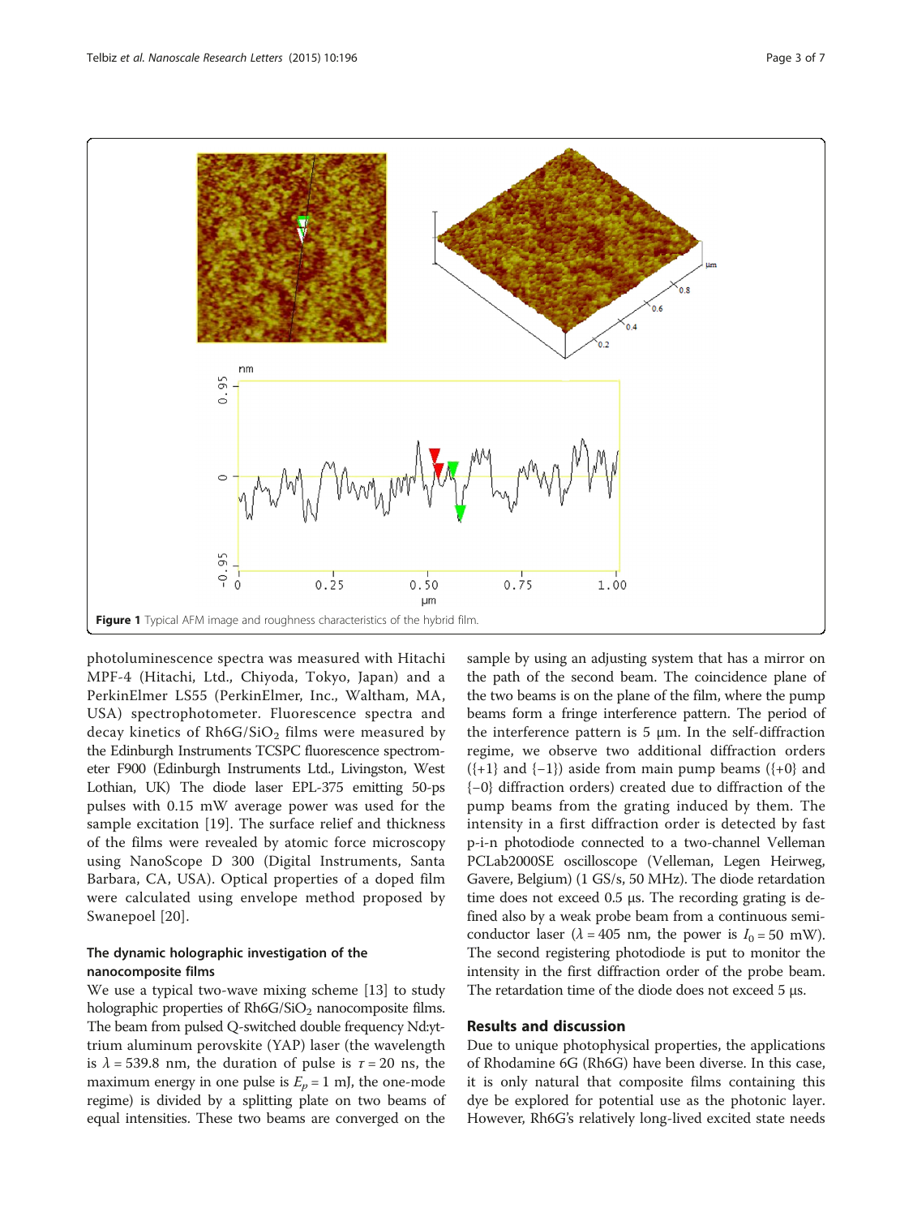**Figure 1** Typical AFM image and roughness characteristics of the hybrid film.

photoluminescence spectra was measured with Hitachi MPF-4 (Hitachi, Ltd., Chiyoda, Tokyo, Japan) and a PerkinElmer LS55 (PerkinElmer, Inc., Waltham, MA, USA) spectrophotometer. Fluorescence spectra and decay kinetics of Rh6G/$SiO_2$ films were measured by the Edinburgh Instruments TCSPC fluorescence spectrometer F900 (Edinburgh Instruments Ltd., Livingston, West Lothian, UK) The diode laser EPL-375 emitting 50-ps pulses with 0.15 mW average power was used for the sample excitation [19]. The surface relief and thickness of the films were revealed by atomic force microscopy using NanoScope D 300 (Digital Instruments, Santa Barbara, CA, USA). Optical properties of a doped film were calculated using envelope method proposed by Swanepoel [20].

### The dynamic holographic investigation of the nanocomposite films

We use a typical two-wave mixing scheme [13] to study holographic properties of Rh6G/$SiO_2$ nanocomposite films. The beam from pulsed Q-switched double frequency Nd:yttrium aluminum perovskite (YAP) laser (the wavelength is $\lambda = 539.8$ nm, the duration of pulse is $\tau = 20$ ns, the maximum energy in one pulse is $E_p = 1$ mJ, the one-mode regime) is divided by a splitting plate on two beams of equal intensities. These two beams are converged on the sample by using an adjusting system that has a mirror on the path of the second beam. The coincidence plane of the two beams is on the plane of the film, where the pump beams form a fringe interference pattern. The period of the interference pattern is 5 μm. In the self-diffraction regime, we observe two additional diffraction orders ({+1} and {−1}) aside from main pump beams ({+0} and {−0} diffraction orders) created due to diffraction of the pump beams from the grating induced by them. The intensity in a first diffraction order is detected by fast p-i-n photodiode connected to a two-channel Velleman PCLab2000SE oscilloscope (Velleman, Legen Heirweg, Gavere, Belgium) (1 GS/s, 50 MHz). The diode retardation time does not exceed 0.5 μs. The recording grating is defined also by a weak probe beam from a continuous semiconductor laser ($\lambda = 405$ nm, the power is $I_0 = 50$ mW). The second registering photodiode is put to monitor the intensity in the first diffraction order of the probe beam. The retardation time of the diode does not exceed 5 μs.

## Results and discussion

Due to unique photophysical properties, the applications of Rhodamine 6G (Rh6G) have been diverse. In this case, it is only natural that composite films containing this dye be explored for potential use as the photonic layer. However, Rh6G's relatively long-lived excited state needs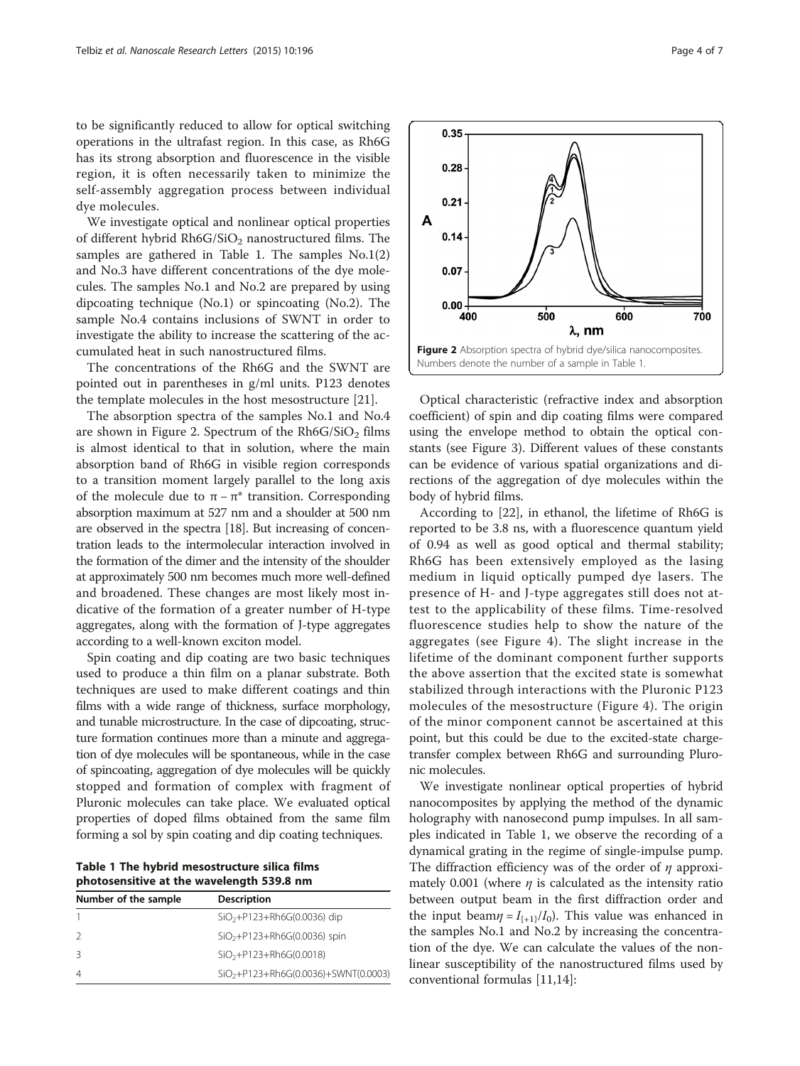to be significantly reduced to allow for optical switching operations in the ultrafast region. In this case, as Rh6G has its strong absorption and fluorescence in the visible region, it is often necessarily taken to minimize the self-assembly aggregation process between individual dye molecules.

We investigate optical and nonlinear optical properties of different hybrid Rh6G/$SiO_2$ nanostructured films. The samples are gathered in Table 1. The samples No.1(2) and No.3 have different concentrations of the dye molecules. The samples No.1 and No.2 are prepared by using dipcoating technique (No.1) or spincoating (No.2). The sample No.4 contains inclusions of SWNT in order to investigate the ability to increase the scattering of the accumulated heat in such nanostructured films.

The concentrations of the Rh6G and the SWNT are pointed out in parentheses in g/ml units. P123 denotes the template molecules in the host mesostructure [21].

The absorption spectra of the samples No.1 and No.4 are shown in Figure 2. Spectrum of the Rh6G/$SiO_2$ films is almost identical to that in solution, where the main absorption band of Rh6G in visible region corresponds to a transition moment largely parallel to the long axis of the molecule due to $\pi - \pi^*$ transition. Corresponding absorption maximum at 527 nm and a shoulder at 500 nm are observed in the spectra [18]. But increasing of concentration leads to the intermolecular interaction involved in the formation of the dimer and the intensity of the shoulder at approximately 500 nm becomes much more well-defined and broadened. These changes are most likely most indicative of the formation of a greater number of H-type aggregates, along with the formation of J-type aggregates according to a well-known exciton model.

Spin coating and dip coating are two basic techniques used to produce a thin film on a planar substrate. Both techniques are used to make different coatings and thin films with a wide range of thickness, surface morphology, and tunable microstructure. In the case of dipcoating, structure formation continues more than a minute and aggregation of dye molecules will be spontaneous, while in the case of spincoating, aggregation of dye molecules will be quickly stopped and formation of complex with fragment of Pluronic molecules can take place. We evaluated optical properties of doped films obtained from the same film forming a sol by spin coating and dip coating techniques.

**Table 1 The hybrid mesostructure silica films photosensitive at the wavelength 539.8 nm**

| Number of the sample | Description |
|---|---|
| 1 | $SiO_2$+P123+Rh6G(0.0036) dip |
| 2 | $SiO_2$+P123+Rh6G(0.0036) spin |
| 3 | $SiO_2$+P123+Rh6G(0.0018) |
| 4 | $SiO_2$+P123+Rh6G(0.0036)+SWNT(0.0003) |

**Figure 2** Absorption spectra of hybrid dye/silica nanocomposites. Numbers denote the number of a sample in Table 1.

Optical characteristic (refractive index and absorption coefficient) of spin and dip coating films were compared using the envelope method to obtain the optical constants (see Figure 3). Different values of these constants can be evidence of various spatial organizations and directions of the aggregation of dye molecules within the body of hybrid films.

According to [22], in ethanol, the lifetime of Rh6G is reported to be 3.8 ns, with a fluorescence quantum yield of 0.94 as well as good optical and thermal stability; Rh6G has been extensively employed as the lasing medium in liquid optically pumped dye lasers. The presence of H- and J-type aggregates still does not attest to the applicability of these films. Time-resolved fluorescence studies help to show the nature of the aggregates (see Figure 4). The slight increase in the lifetime of the dominant component further supports the above assertion that the excited state is somewhat stabilized through interactions with the Pluronic P123 molecules of the mesostructure (Figure 4). The origin of the minor component cannot be ascertained at this point, but this could be due to the excited-state charge-transfer complex between Rh6G and surrounding Pluronic molecules.

We investigate nonlinear optical properties of hybrid nanocomposites by applying the method of the dynamic holography with nanosecond pump impulses. In all samples indicated in Table 1, we observe the recording of a dynamical grating in the regime of single-impulse pump. The diffraction efficiency was of the order of $\eta$ approximately 0.001 (where $\eta$ is calculated as the intensity ratio between output beam in the first diffraction order and the input beam$\eta = I_{\{+1\}}/I_0$). This value was enhanced in the samples No.1 and No.2 by increasing the concentration of the dye. We can calculate the values of the nonlinear susceptibility of the nanostructured films used by conventional formulas [11,14]: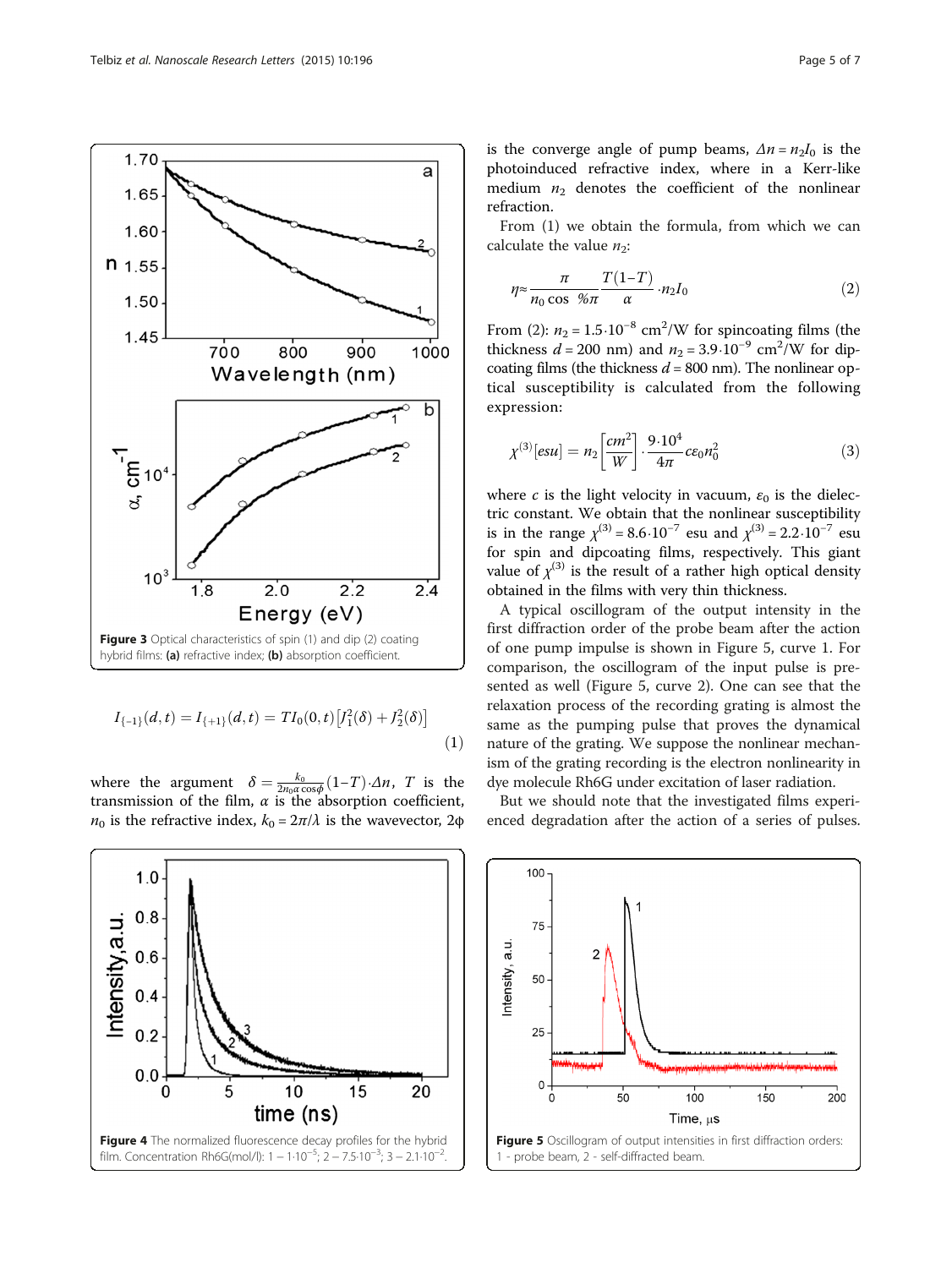Figure 3 Optical characteristics of spin (1) and dip (2) coating hybrid films: **(a)** refractive index; **(b)** absorption coefficient.

$$I_{\{-1\}}(d,t) = I_{\{+1\}}(d,t) = TI_0(0,t)\left[J_1^2(\delta) + J_2^2(\delta)\right] \quad (1)$$

where the argument $\delta = \frac{k_0}{2n_0\alpha\cos\phi}(1-T)\cdot\Delta n$, $T$ is the transmission of the film, $\alpha$ is the absorption coefficient, $n_0$ is the refractive index, $k_0 = 2\pi/\lambda$ is the wavevector, $2\phi$ is the converge angle of pump beams, $\Delta n = n_2 I_0$ is the photoinduced refractive index, where in a Kerr-like medium $n_2$ denotes the coefficient of the nonlinear refraction.

From (1) we obtain the formula, from which we can calculate the value $n_2$:

$$\eta \approx \frac{\pi}{n_0 \cos\ \%\pi}\frac{T(1-T)}{\alpha}\cdot n_2 I_0 \quad (2)$$

From (2): $n_2 = 1.5\cdot10^{-8}$ cm$^2$/W for spincoating films (the thickness $d = 200$ nm) and $n_2 = 3.9\cdot10^{-9}$ cm$^2$/W for dipcoating films (the thickness $d = 800$ nm). The nonlinear optical susceptibility is calculated from the following expression:

$$\chi^{(3)}[esu] = n_2\left[\frac{cm^2}{W}\right]\cdot\frac{9\cdot10^4}{4\pi}c\varepsilon_0 n_0^2 \quad (3)$$

where $c$ is the light velocity in vacuum, $\varepsilon_0$ is the dielectric constant. We obtain that the nonlinear susceptibility is in the range $\chi^{(3)} = 8.6\cdot10^{-7}$ esu and $\chi^{(3)} = 2.2\cdot10^{-7}$ esu for spin and dipcoating films, respectively. This giant value of $\chi^{(3)}$ is the result of a rather high optical density obtained in the films with very thin thickness.

A typical oscillogram of the output intensity in the first diffraction order of the probe beam after the action of one pump impulse is shown in Figure 5, curve 1. For comparison, the oscillogram of the input pulse is presented as well (Figure 5, curve 2). One can see that the relaxation process of the recording grating is almost the same as the pumping pulse that proves the dynamical nature of the grating. We suppose the nonlinear mechanism of the grating recording is the electron nonlinearity in dye molecule Rh6G under excitation of laser radiation.

But we should note that the investigated films experienced degradation after the action of a series of pulses.

Figure 4 The normalized fluorescence decay profiles for the hybrid film. Concentration Rh6G(mol/l): 1 – $1\cdot10^{-5}$; 2 – $7.5\cdot10^{-3}$; 3 – $2.1\cdot10^{-2}$.

Figure 5 Oscillogram of output intensities in first diffraction orders: 1 - probe beam, 2 - self-diffracted beam.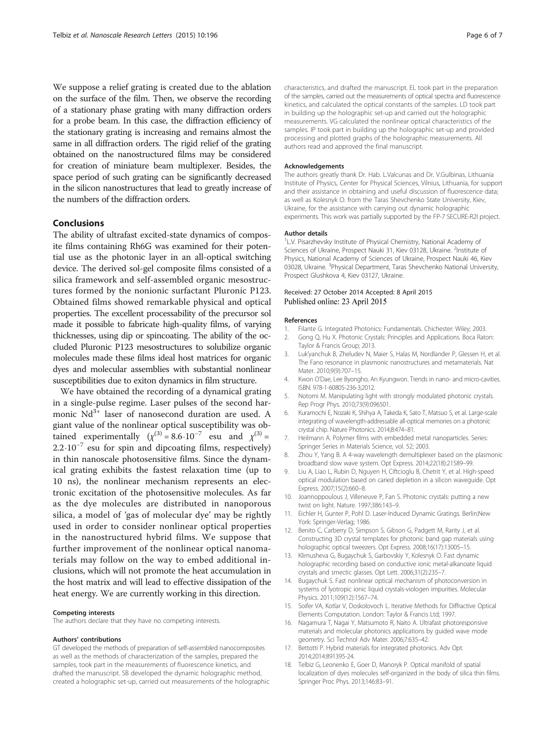We suppose a relief grating is created due to the ablation on the surface of the film. Then, we observe the recording of a stationary phase grating with many diffraction orders for a probe beam. In this case, the diffraction efficiency of the stationary grating is increasing and remains almost the same in all diffraction orders. The rigid relief of the grating obtained on the nanostructured films may be considered for creation of miniature beam multiplexer. Besides, the space period of such grating can be significantly decreased in the silicon nanostructures that lead to greatly increase of the numbers of the diffraction orders.

## Conclusions

The ability of ultrafast excited-state dynamics of composite films containing Rh6G was examined for their potential use as the photonic layer in an all-optical switching device. The derived sol-gel composite films consisted of a silica framework and self-assembled organic mesostructures formed by the nonionic surfactant Pluronic P123. Obtained films showed remarkable physical and optical properties. The excellent processability of the precursor sol made it possible to fabricate high-quality films, of varying thicknesses, using dip or spincoating. The ability of the occluded Pluronic P123 mesostructures to solubilize organic molecules made these films ideal host matrices for organic dyes and molecular assemblies with substantial nonlinear susceptibilities due to exiton dynamics in film structure.

We have obtained the recording of a dynamical grating in a single-pulse regime. Laser pulses of the second harmonic $Nd^{3+}$ laser of nanosecond duration are used. A giant value of the nonlinear optical susceptibility was obtained experimentally ($\chi^{(3)} = 8.6 \cdot 10^{-7}$ esu and $\chi^{(3)} = 2.2 \cdot 10^{-7}$ esu for spin and dipcoating films, respectively) in thin nanoscale photosensitive films. Since the dynamical grating exhibits the fastest relaxation time (up to 10 ns), the nonlinear mechanism represents an electronic excitation of the photosensitive molecules. As far as the dye molecules are distributed in nanoporous silica, a model of 'gas of molecular dye' may be rightly used in order to consider nonlinear optical properties in the nanostructured hybrid films. We suppose that further improvement of the nonlinear optical nanomaterials may follow on the way to embed additional inclusions, which will not promote the heat accumulation in the host matrix and will lead to effective dissipation of the heat energy. We are currently working in this direction.

#### Competing interests

The authors declare that they have no competing interests.

#### Authors' contributions

GT developed the methods of preparation of self-assembled nanocomposites as well as the methods of characterization of the samples, prepared the samples, took part in the measurements of fluorescence kinetics, and drafted the manuscript. SB developed the dynamic holographic method, created a holographic set-up, carried out measurements of the holographic characteristics, and drafted the manuscript. EL took part in the preparation of the samples, carried out the measurements of optical spectra and fluorescence kinetics, and calculated the optical constants of the samples. LD took part in building up the holographic set-up and carried out the holographic measurements. VG calculated the nonlinear optical characteristics of the samples. IP took part in building up the holographic set-up and provided processing and plotted graphs of the holographic measurements. All authors read and approved the final manuscript.

#### Acknowledgements

The authors greatly thank Dr. Hab. L.Valcunas and Dr. V.Gulbinas, Lithuania Institute of Physics, Center for Physical Sciences, Vilnius, Lithuania, for support and their assistance in obtaining and useful discussion of fluorescence data; as well as Kolesnyk O. from the Taras Shevchenko State University, Kiev, Ukraine, for the assistance with carrying out dynamic holographic experiments. This work was partially supported by the FP-7 SECURE-R2I project.

#### Author details

[1]L.V. Pisarzhevsky Institute of Physical Chemistry, National Academy of Sciences of Ukraine, Prospect Nauki 31, Kiev 03128, Ukraine. [2]Institute of Physics, National Academy of Sciences of Ukraine, Prospect Nauki 46, Kiev 03028, Ukraine. [3]Physical Department, Taras Shevchenko National University, Prospect Glushkova 4, Kiev 03127, Ukraine.

Received: 27 October 2014 Accepted: 8 April 2015
Published online: 23 April 2015

#### References

1. Filante G. Integrated Photonics: Fundamentals. Chichester: Wiley; 2003.
2. Gong Q, Hu X. Photonic Crystals: Principles and Applications. Boca Raton: Taylor & Francis Group; 2013.
3. Luk'yanchuk B, Zheludev N, Maier S, Halas M, Nordlander P, Glessen H, et al. The Fano resonance in plasmonic nanostructures and metamaterials. Nat Mater. 2010;9(9):707–15.
4. Kwon O'Dae, Lee Byongho, An Kyungwon. Trends in nano- and micro-cavities. ISBN: 978-1-60805-236-3;2012.
5. Notomi M. Manipulating light with strongly modulated photonic crystals. Rep Progr Phys. 2010;73(9):096501.
6. Kuramochi E, Nozaki K, Shihya A, Takeda K, Sato T, Matsuo S, et al. Large-scale integrating of wavelength-addressable all-optical memories on a photonic crystal chip. Nature Photonics. 2014;8:474–81.
7. Heilmann A. Polymer films with embedded metal nanoparticles. Series: Springer Series in Materials Science, vol. 52; 2003.
8. Zhou Y, Yang B. A 4-way wavelength demultiplexer based on the plasmonic broadband slow wave system. Opt Express. 2014;22(18):21589–99.
9. Liu A, Liao L, Rubin D, Nguyen H, Ciftcioglu B, Chetrit Y, et al. High-speed optical modulation based on caried depletion in a silicon waveguide. Opt Express. 2007;15(2):660–8.
10. Joannoppoulous J, Villeneuve P, Fan S. Photonic crystals: putting a new twist on light. Nature. 1997;386:143–9.
11. Eichler H, Gunter P, Pohl D. Laser-Induced Dynamic Gratings. Berlin;New York: Springer-Verlag; 1986.
12. Benito C, Carberry D, Simpson S, Gibson G, Padgett M, Rarity J, et al. Constructing 3D crystal templates for photonic band gap materials using holographic optical tweezers. Opt Express. 2008;16(17):13005–15.
13. Klimusheva G, Bugaychuk S, Garbovskiy Y, Kolesnyk O. Fast dynamic holographic recording based on conductive ionic metal-alkanoate liquid crystals and smectic glasses. Opt Lett. 2006;31(2):235–7.
14. Bugaychuk S. Fast nonlinear optical mechanism of photoconversion in systems of lyotropic ionic liquid crystals-viologen impurities. Molecular Physics. 2011;109(12):1567–74.
15. Soifer VA, Kotlar V, Doskolovoch L. Iterative Methods for Diffractive Optical Elements Computation. London: Taylor & Francis Ltd; 1997.
16. Nagamura T, Nagai Y, Matsumoto R, Naito A. Ultrafast photoresponsive materials and molecular photonics applications by guided wave mode geometry. Sci Technol Adv Mater. 2006;7:635–42.
17. Bettotti P. Hybrid materials for integrated photonics. Adv Opt. 2014;2014:891395-24.
18. Telbiz G, Leonenko E, Goer D, Manoryk P. Optical manifold of spatial localization of dyes molecules self-organized in the body of silica thin films. Springer Proc Phys. 2013;146:83–91.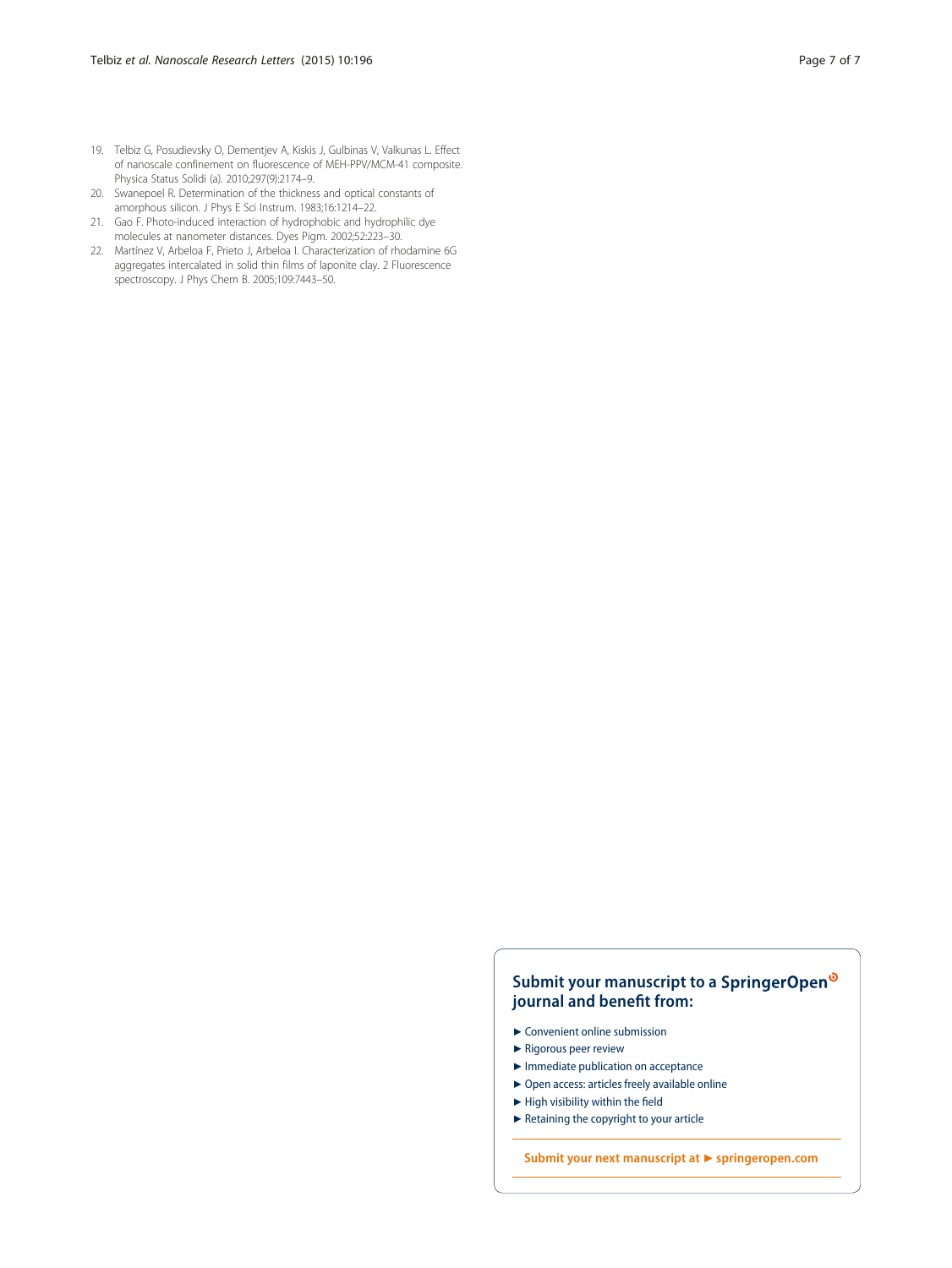19. Telbiz G, Posudievsky O, Dementjev A, Kiskis J, Gulbinas V, Valkunas L. Effect of nanoscale confinement on fluorescence of MEH-PPV/MCM-41 composite. Physica Status Solidi (a). 2010;297(9):2174–9.
20. Swanepoel R. Determination of the thickness and optical constants of amorphous silicon. J Phys E Sci Instrum. 1983;16:1214–22.
21. Gao F. Photo-induced interaction of hydrophobic and hydrophilic dye molecules at nanometer distances. Dyes Pigm. 2002;52:223–30.
22. Martínez V, Arbeloa F, Prieto J, Arbeloa I. Characterization of rhodamine 6G aggregates intercalated in solid thin films of laponite clay. 2 Fluorescence spectroscopy. J Phys Chem B. 2005;109:7443–50.

**Submit your manuscript to a SpringerOpen journal and benefit from:**

- ► Convenient online submission
- ► Rigorous peer review
- ► Immediate publication on acceptance
- ► Open access: articles freely available online
- ► High visibility within the field
- ► Retaining the copyright to your article

**Submit your next manuscript at ► springeropen.com**